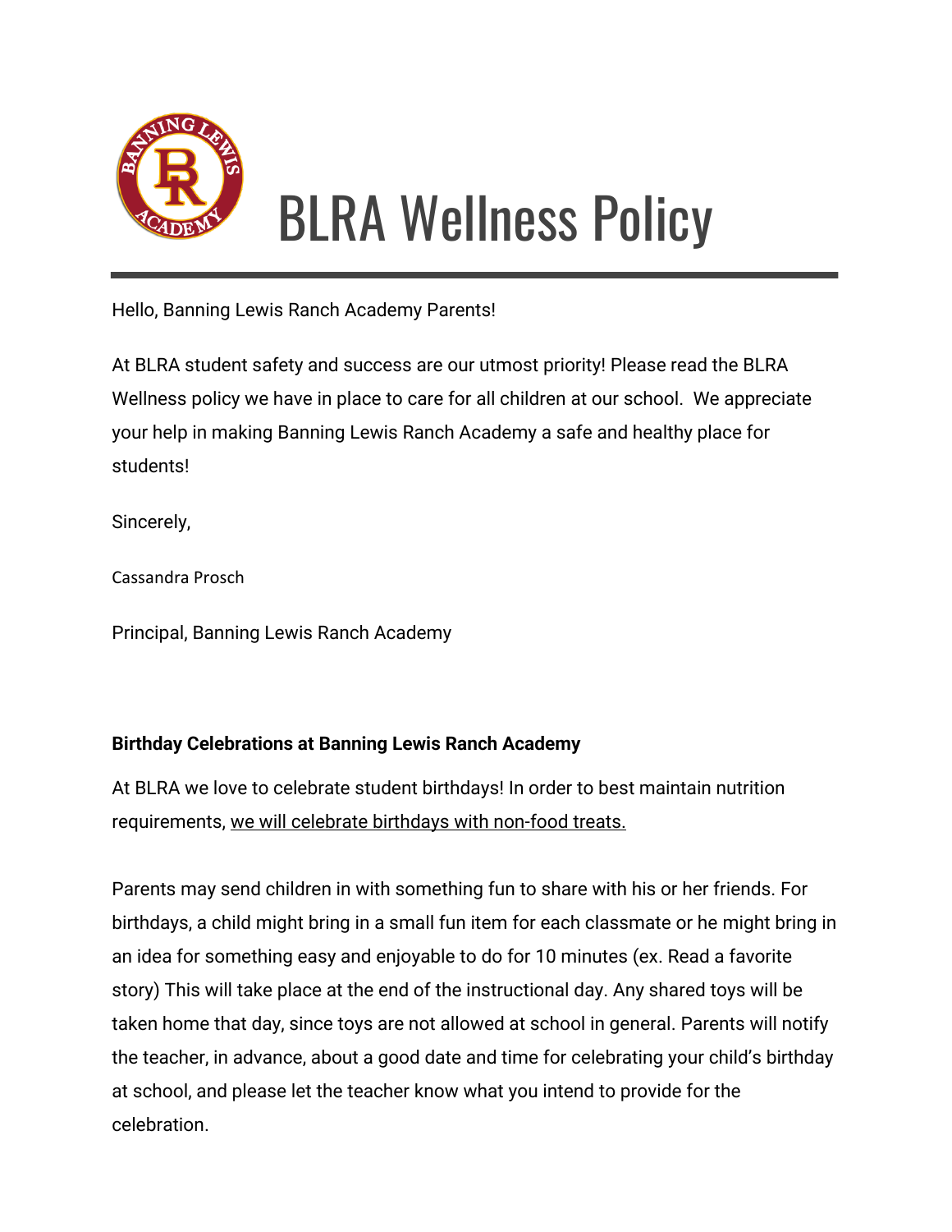# BLRA Wellness Policy

Hello, Banning Lewis Ranch Academy Parents!

At BLRA student safety and success are our utmost priority! Please read the BLRA Wellness policy we have in place to care for all children at our school.  We appreciate your help in making Banning Lewis Ranch Academy a safe and healthy place for students!

Sincerely,

Cassandra Prosch

Principal, Banning Lewis Ranch Academy

**Birthday Celebrations at Banning Lewis Ranch Academy**

At BLRA we love to celebrate student birthdays! In order to best maintain nutrition requirements, <u>we will celebrate birthdays with non-food treats.</u>

Parents may send children in with something fun to share with his or her friends. For birthdays, a child might bring in a small fun item for each classmate or he might bring in an idea for something easy and enjoyable to do for 10 minutes (ex. Read a favorite story) This will take place at the end of the instructional day. Any shared toys will be taken home that day, since toys are not allowed at school in general. Parents will notify the teacher, in advance, about a good date and time for celebrating your child's birthday at school, and please let the teacher know what you intend to provide for the celebration.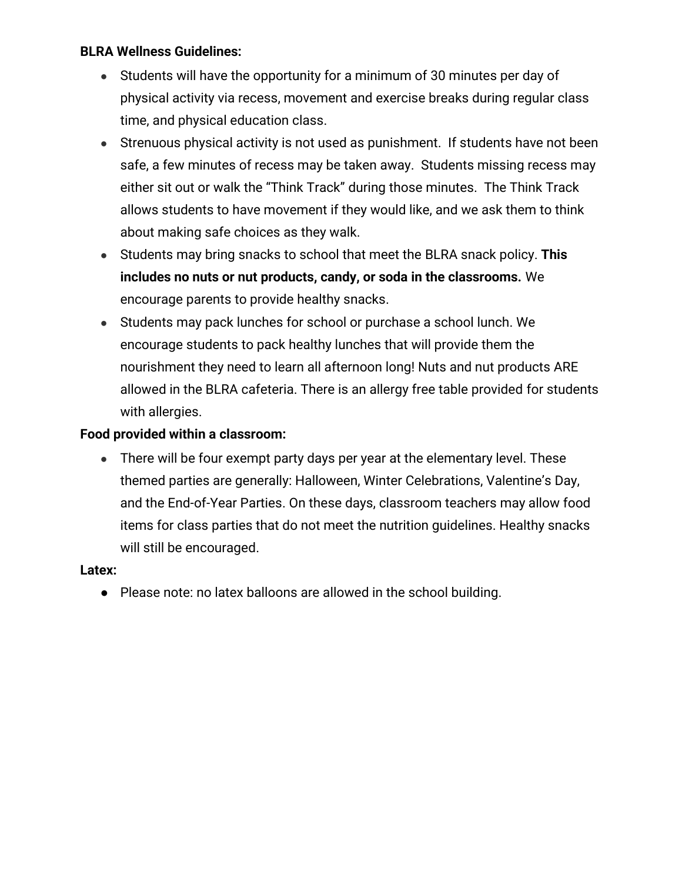**BLRA Wellness Guidelines:**

- Students will have the opportunity for a minimum of 30 minutes per day of physical activity via recess, movement and exercise breaks during regular class time, and physical education class.
- Strenuous physical activity is not used as punishment. If students have not been safe, a few minutes of recess may be taken away. Students missing recess may either sit out or walk the "Think Track" during those minutes. The Think Track allows students to have movement if they would like, and we ask them to think about making safe choices as they walk.
- Students may bring snacks to school that meet the BLRA snack policy. **This includes no nuts or nut products, candy, or soda in the classrooms.** We encourage parents to provide healthy snacks.
- Students may pack lunches for school or purchase a school lunch. We encourage students to pack healthy lunches that will provide them the nourishment they need to learn all afternoon long! Nuts and nut products ARE allowed in the BLRA cafeteria. There is an allergy free table provided for students with allergies.

**Food provided within a classroom:**

- There will be four exempt party days per year at the elementary level. These themed parties are generally: Halloween, Winter Celebrations, Valentine's Day, and the End-of-Year Parties. On these days, classroom teachers may allow food items for class parties that do not meet the nutrition guidelines. Healthy snacks will still be encouraged.

**Latex:**

- Please note: no latex balloons are allowed in the school building.